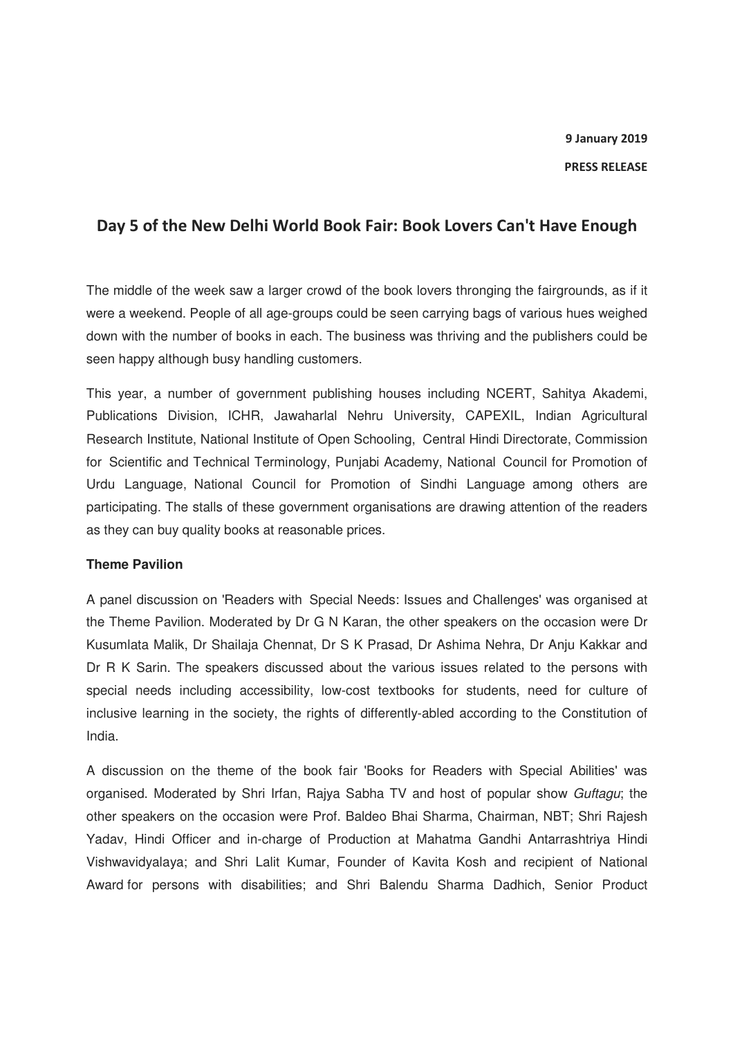**9 January 2019**

**PRESS RELEASE**

## Day 5 of the New Delhi World Book Fair: Book Lovers Can't Have Enough

The middle of the week saw a larger crowd of the book lovers thronging the fairgrounds, as if it were a weekend. People of all age-groups could be seen carrying bags of various hues weighed down with the number of books in each. The business was thriving and the publishers could be seen happy although busy handling customers.

This year, a number of government publishing houses including NCERT, Sahitya Akademi, Publications Division, ICHR, Jawaharlal Nehru University, CAPEXIL, Indian Agricultural Research Institute, National Institute of Open Schooling, Central Hindi Directorate, Commission for Scientific and Technical Terminology, Punjabi Academy, National Council for Promotion of Urdu Language, National Council for Promotion of Sindhi Language among others are participating. The stalls of these government organisations are drawing attention of the readers as they can buy quality books at reasonable prices.

**Theme Pavilion**

A panel discussion on 'Readers with Special Needs: Issues and Challenges' was organised at the Theme Pavilion. Moderated by Dr G N Karan, the other speakers on the occasion were Dr Kusumlata Malik, Dr Shailaja Chennat, Dr S K Prasad, Dr Ashima Nehra, Dr Anju Kakkar and Dr R K Sarin. The speakers discussed about the various issues related to the persons with special needs including accessibility, low-cost textbooks for students, need for culture of inclusive learning in the society, the rights of differently-abled according to the Constitution of India.

A discussion on the theme of the book fair 'Books for Readers with Special Abilities' was organised. Moderated by Shri Irfan, Rajya Sabha TV and host of popular show *Guftagu*; the other speakers on the occasion were Prof. Baldeo Bhai Sharma, Chairman, NBT; Shri Rajesh Yadav, Hindi Officer and in-charge of Production at Mahatma Gandhi Antarrashtriya Hindi Vishwavidyalaya; and Shri Lalit Kumar, Founder of Kavita Kosh and recipient of National Award for persons with disabilities; and Shri Balendu Sharma Dadhich, Senior Product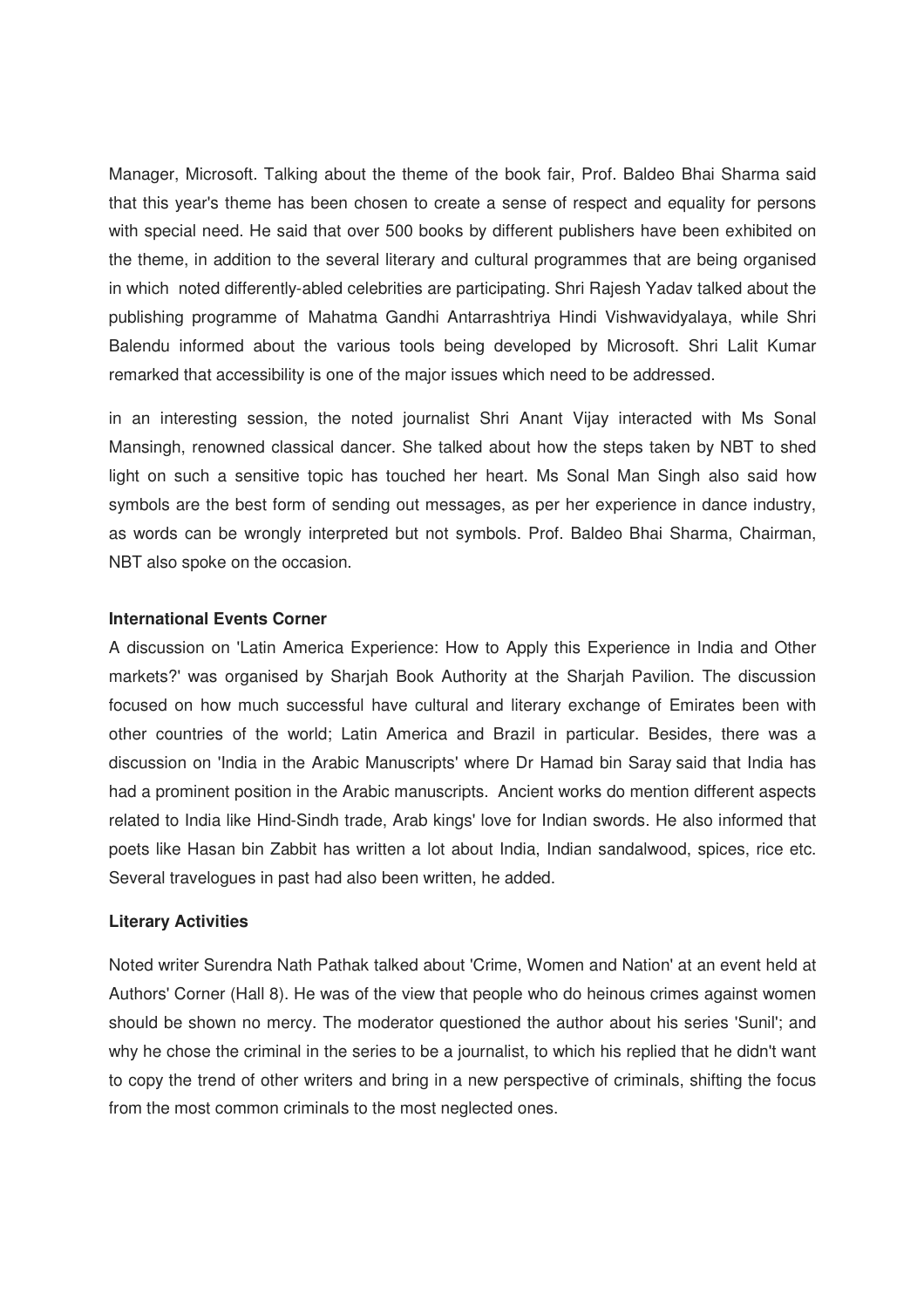Manager, Microsoft. Talking about the theme of the book fair, Prof. Baldeo Bhai Sharma said that this year's theme has been chosen to create a sense of respect and equality for persons with special need. He said that over 500 books by different publishers have been exhibited on the theme, in addition to the several literary and cultural programmes that are being organised in which noted differently-abled celebrities are participating. Shri Rajesh Yadav talked about the publishing programme of Mahatma Gandhi Antarrashtriya Hindi Vishwavidyalaya, while Shri Balendu informed about the various tools being developed by Microsoft. Shri Lalit Kumar remarked that accessibility is one of the major issues which need to be addressed.

in an interesting session, the noted journalist Shri Anant Vijay interacted with Ms Sonal Mansingh, renowned classical dancer. She talked about how the steps taken by NBT to shed light on such a sensitive topic has touched her heart. Ms Sonal Man Singh also said how symbols are the best form of sending out messages, as per her experience in dance industry, as words can be wrongly interpreted but not symbols. Prof. Baldeo Bhai Sharma, Chairman, NBT also spoke on the occasion.

**International Events Corner**

A discussion on 'Latin America Experience: How to Apply this Experience in India and Other markets?' was organised by Sharjah Book Authority at the Sharjah Pavilion. The discussion focused on how much successful have cultural and literary exchange of Emirates been with other countries of the world; Latin America and Brazil in particular. Besides, there was a discussion on 'India in the Arabic Manuscripts' where Dr Hamad bin Saray said that India has had a prominent position in the Arabic manuscripts. Ancient works do mention different aspects related to India like Hind-Sindh trade, Arab kings' love for Indian swords. He also informed that poets like Hasan bin Zabbit has written a lot about India, Indian sandalwood, spices, rice etc. Several travelogues in past had also been written, he added.

**Literary Activities**

Noted writer Surendra Nath Pathak talked about 'Crime, Women and Nation' at an event held at Authors' Corner (Hall 8). He was of the view that people who do heinous crimes against women should be shown no mercy. The moderator questioned the author about his series 'Sunil'; and why he chose the criminal in the series to be a journalist, to which his replied that he didn't want to copy the trend of other writers and bring in a new perspective of criminals, shifting the focus from the most common criminals to the most neglected ones.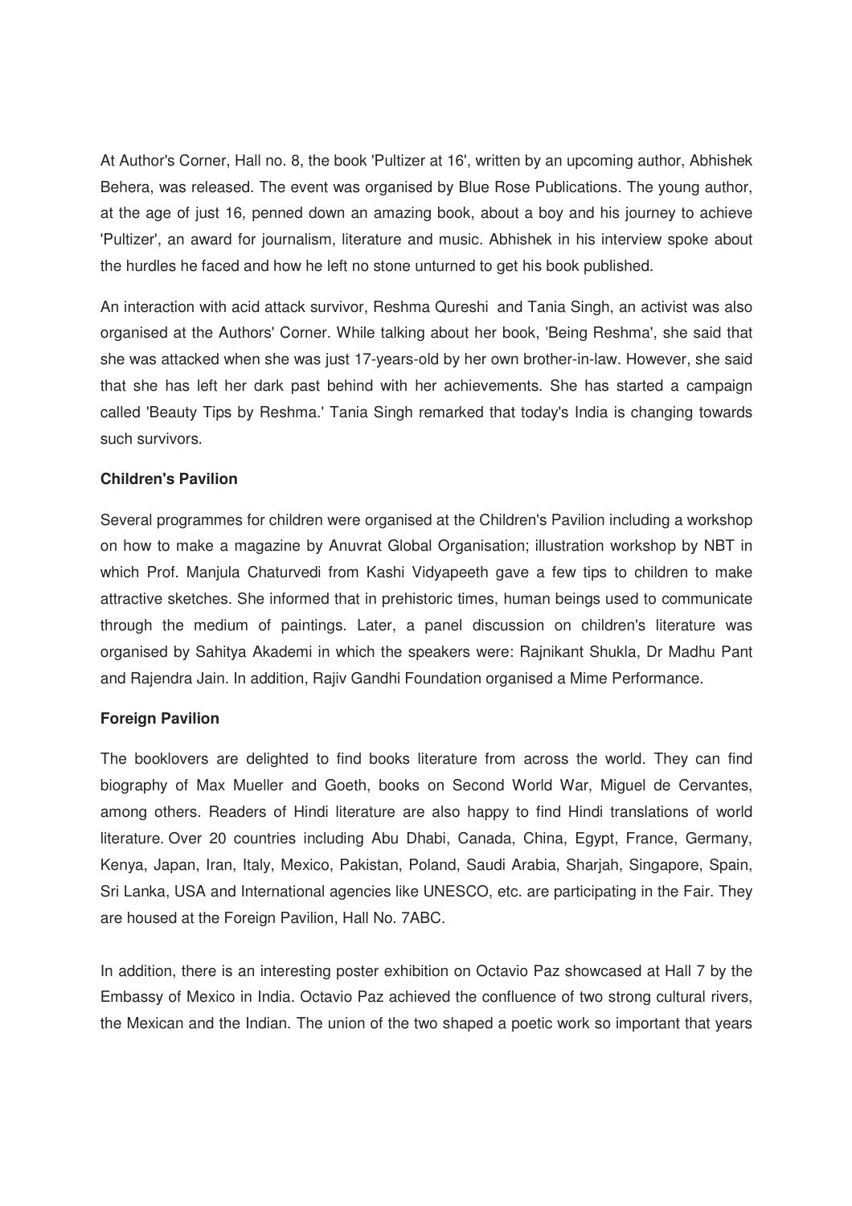At Author's Corner, Hall no. 8, the book 'Pultizer at 16', written by an upcoming author, Abhishek Behera, was released. The event was organised by Blue Rose Publications. The young author, at the age of just 16, penned down an amazing book, about a boy and his journey to achieve 'Pultizer', an award for journalism, literature and music. Abhishek in his interview spoke about the hurdles he faced and how he left no stone unturned to get his book published.

An interaction with acid attack survivor, Reshma Qureshi and Tania Singh, an activist was also organised at the Authors' Corner. While talking about her book, 'Being Reshma', she said that she was attacked when she was just 17-years-old by her own brother-in-law. However, she said that she has left her dark past behind with her achievements. She has started a campaign called 'Beauty Tips by Reshma.' Tania Singh remarked that today's India is changing towards such survivors.

**Children's Pavilion**

Several programmes for children were organised at the Children's Pavilion including a workshop on how to make a magazine by Anuvrat Global Organisation; illustration workshop by NBT in which Prof. Manjula Chaturvedi from Kashi Vidyapeeth gave a few tips to children to make attractive sketches. She informed that in prehistoric times, human beings used to communicate through the medium of paintings. Later, a panel discussion on children's literature was organised by Sahitya Akademi in which the speakers were: Rajnikant Shukla, Dr Madhu Pant and Rajendra Jain. In addition, Rajiv Gandhi Foundation organised a Mime Performance.

**Foreign Pavilion**

The booklovers are delighted to find books literature from across the world. They can find biography of Max Mueller and Goeth, books on Second World War, Miguel de Cervantes, among others. Readers of Hindi literature are also happy to find Hindi translations of world literature. Over 20 countries including Abu Dhabi, Canada, China, Egypt, France, Germany, Kenya, Japan, Iran, Italy, Mexico, Pakistan, Poland, Saudi Arabia, Sharjah, Singapore, Spain, Sri Lanka, USA and International agencies like UNESCO, etc. are participating in the Fair. They are housed at the Foreign Pavilion, Hall No. 7ABC.

In addition, there is an interesting poster exhibition on Octavio Paz showcased at Hall 7 by the Embassy of Mexico in India. Octavio Paz achieved the confluence of two strong cultural rivers, the Mexican and the Indian. The union of the two shaped a poetic work so important that years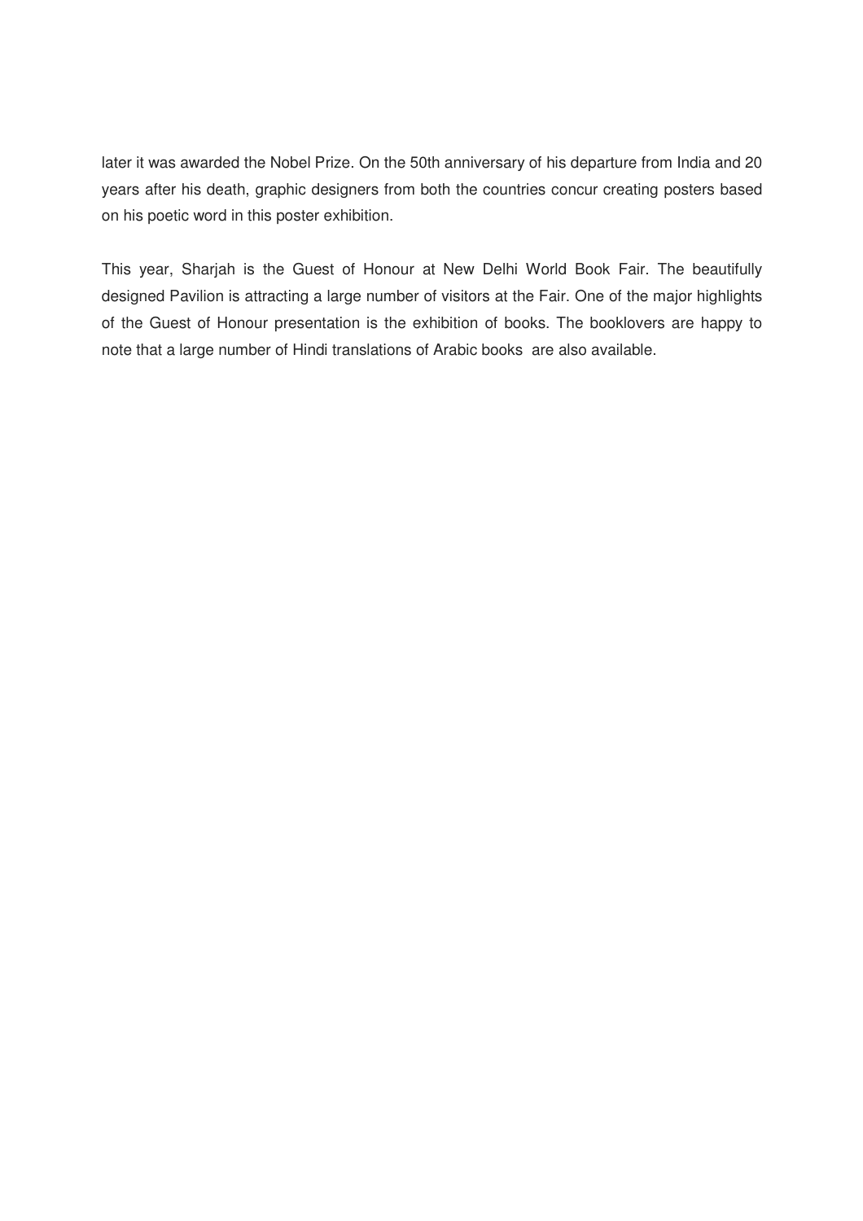later it was awarded the Nobel Prize. On the 50th anniversary of his departure from India and 20 years after his death, graphic designers from both the countries concur creating posters based on his poetic word in this poster exhibition.

This year, Sharjah is the Guest of Honour at New Delhi World Book Fair. The beautifully designed Pavilion is attracting a large number of visitors at the Fair. One of the major highlights of the Guest of Honour presentation is the exhibition of books. The booklovers are happy to note that a large number of Hindi translations of Arabic books are also available.